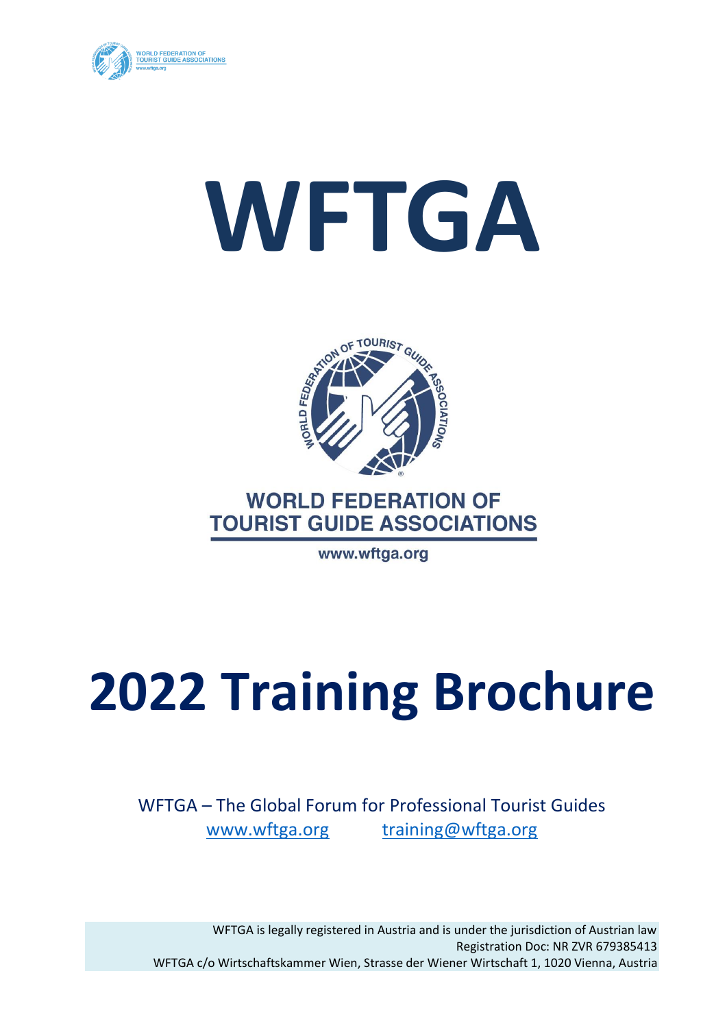# WFTGA

WORLD FEDERATION OF TOURIST GUIDE ASSOCIATIONS

www.wftga.org

# 2022 Training Brochure

WFTGA – The Global Forum for Professional Tourist Guides

www.wftga.org    training@wftga.org

WFTGA is legally registered in Austria and is under the jurisdiction of Austrian law
Registration Doc: NR ZVR 679385413
WFTGA c/o Wirtschaftskammer Wien, Strasse der Wiener Wirtschaft 1, 1020 Vienna, Austria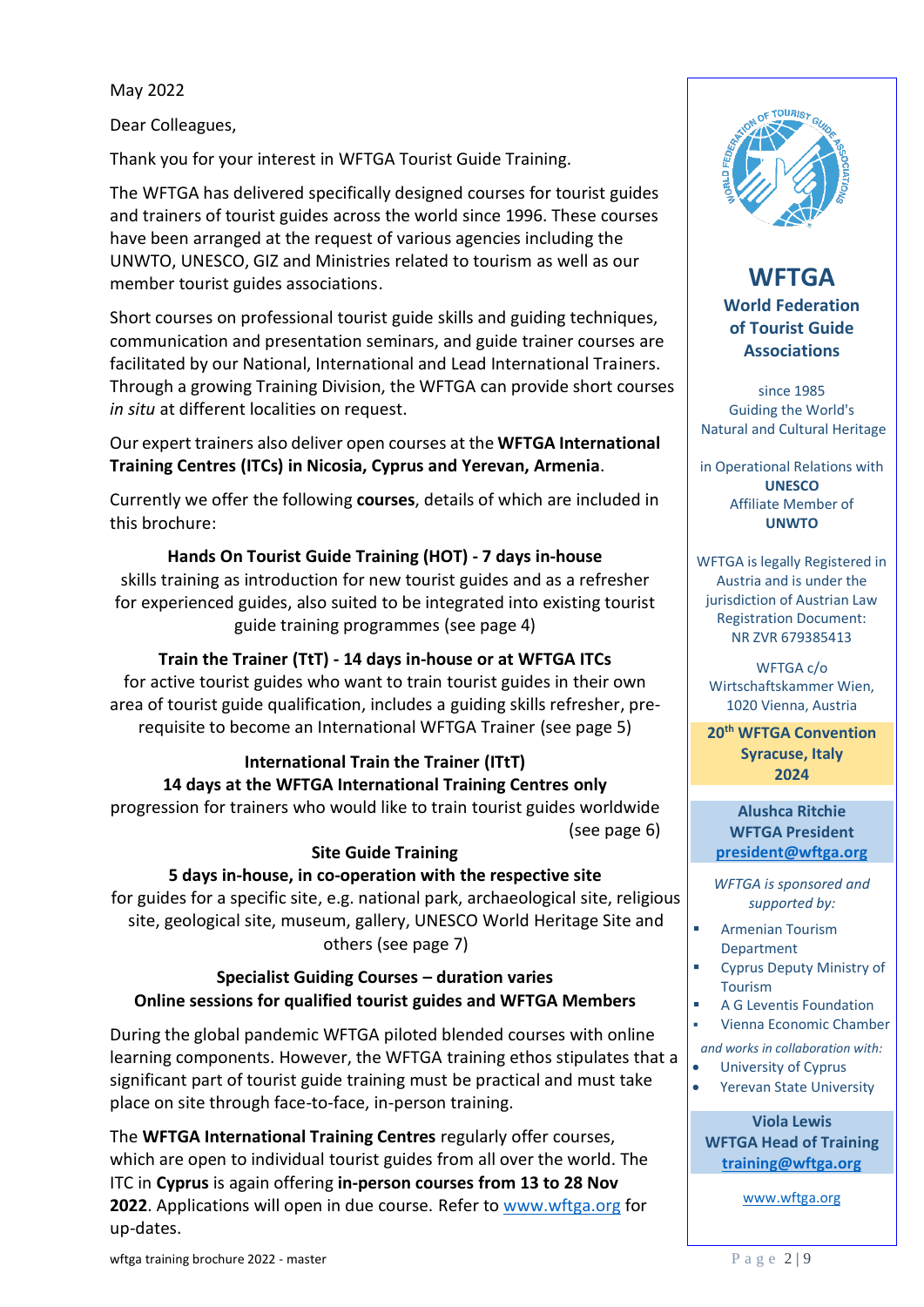May 2022

Dear Colleagues,

Thank you for your interest in WFTGA Tourist Guide Training.

The WFTGA has delivered specifically designed courses for tourist guides and trainers of tourist guides across the world since 1996. These courses have been arranged at the request of various agencies including the UNWTO, UNESCO, GIZ and Ministries related to tourism as well as our member tourist guides associations.

Short courses on professional tourist guide skills and guiding techniques, communication and presentation seminars, and guide trainer courses are facilitated by our National, International and Lead International Trainers. Through a growing Training Division, the WFTGA can provide short courses *in situ* at different localities on request.

Our expert trainers also deliver open courses at the **WFTGA International Training Centres (ITCs) in Nicosia, Cyprus and Yerevan, Armenia**.

Currently we offer the following **courses**, details of which are included in this brochure:

**Hands On Tourist Guide Training (HOT) - 7 days in-house**
skills training as introduction for new tourist guides and as a refresher for experienced guides, also suited to be integrated into existing tourist guide training programmes (see page 4)

**Train the Trainer (TtT) - 14 days in-house or at WFTGA ITCs**
for active tourist guides who want to train tourist guides in their own area of tourist guide qualification, includes a guiding skills refresher, pre-requisite to become an International WFTGA Trainer (see page 5)

**International Train the Trainer (ITtT)**
**14 days at the WFTGA International Training Centres only**
progression for trainers who would like to train tourist guides worldwide (see page 6)

**Site Guide Training**
**5 days in-house, in co-operation with the respective site**
for guides for a specific site, e.g. national park, archaeological site, religious site, geological site, museum, gallery, UNESCO World Heritage Site and others (see page 7)

**Specialist Guiding Courses – duration varies**
**Online sessions for qualified tourist guides and WFTGA Members**

During the global pandemic WFTGA piloted blended courses with online learning components. However, the WFTGA training ethos stipulates that a significant part of tourist guide training must be practical and must take place on site through face-to-face, in-person training.

The **WFTGA International Training Centres** regularly offer courses, which are open to individual tourist guides from all over the world. The ITC in **Cyprus** is again offering **in-person courses from 13 to 28 Nov 2022**. Applications will open in due course. Refer to [www.wftga.org](http://www.wftga.org) for up-dates.

---

**WFTGA**
**World Federation of Tourist Guide Associations**

since 1985
Guiding the World's Natural and Cultural Heritage

in Operational Relations with **UNESCO**
Affiliate Member of **UNWTO**

WFTGA is legally Registered in Austria and is under the jurisdiction of Austrian Law
Registration Document: NR ZVR 679385413

WFTGA c/o Wirtschaftskammer Wien, 1020 Vienna, Austria

**20th WFTGA Convention**
**Syracuse, Italy**
**2024**

**Alushca Ritchie**
**WFTGA President**
**[president@wftga.org](mailto:president@wftga.org)**

*WFTGA is sponsored and supported by:*

- Armenian Tourism Department
- Cyprus Deputy Ministry of Tourism
- A G Leventis Foundation
- Vienna Economic Chamber

*and works in collaboration with:*

- University of Cyprus
- Yerevan State University

**Viola Lewis**
**WFTGA Head of Training**
**[training@wftga.org](mailto:training@wftga.org)**

[www.wftga.org](http://www.wftga.org)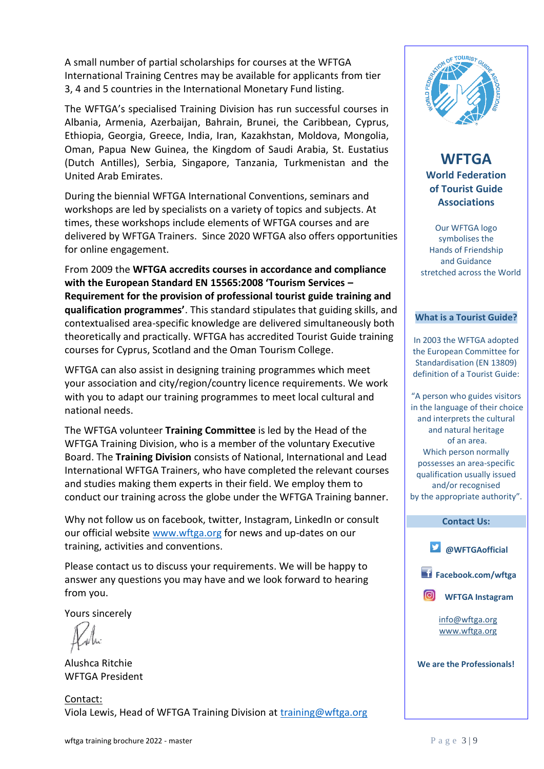A small number of partial scholarships for courses at the WFTGA International Training Centres may be available for applicants from tier 3, 4 and 5 countries in the International Monetary Fund listing.

The WFTGA's specialised Training Division has run successful courses in Albania, Armenia, Azerbaijan, Bahrain, Brunei, the Caribbean, Cyprus, Ethiopia, Georgia, Greece, India, Iran, Kazakhstan, Moldova, Mongolia, Oman, Papua New Guinea, the Kingdom of Saudi Arabia, St. Eustatius (Dutch Antilles), Serbia, Singapore, Tanzania, Turkmenistan and the United Arab Emirates.

During the biennial WFTGA International Conventions, seminars and workshops are led by specialists on a variety of topics and subjects. At times, these workshops include elements of WFTGA courses and are delivered by WFTGA Trainers. Since 2020 WFTGA also offers opportunities for online engagement.

From 2009 the **WFTGA accredits courses in accordance and compliance with the European Standard EN 15565:2008 'Tourism Services – Requirement for the provision of professional tourist guide training and qualification programmes'**. This standard stipulates that guiding skills, and contextualised area-specific knowledge are delivered simultaneously both theoretically and practically. WFTGA has accredited Tourist Guide training courses for Cyprus, Scotland and the Oman Tourism College.

WFTGA can also assist in designing training programmes which meet your association and city/region/country licence requirements. We work with you to adapt our training programmes to meet local cultural and national needs.

The WFTGA volunteer **Training Committee** is led by the Head of the WFTGA Training Division, who is a member of the voluntary Executive Board. The **Training Division** consists of National, International and Lead International WFTGA Trainers, who have completed the relevant courses and studies making them experts in their field. We employ them to conduct our training across the globe under the WFTGA Training banner.

Why not follow us on facebook, twitter, Instagram, LinkedIn or consult our official website www.wftga.org for news and up-dates on our training, activities and conventions.

Please contact us to discuss your requirements. We will be happy to answer any questions you may have and we look forward to hearing from you.

Yours sincerely

Alushca Ritchie
WFTGA President

Contact:
Viola Lewis, Head of WFTGA Training Division at training@wftga.org

---

## WFTGA
### World Federation of Tourist Guide Associations

Our WFTGA logo symbolises the Hands of Friendship and Guidance stretched across the World

### What is a Tourist Guide?

In 2003 the WFTGA adopted the European Committee for Standardisation (EN 13809) definition of a Tourist Guide:

"A person who guides visitors in the language of their choice and interprets the cultural and natural heritage of an area. Which person normally possesses an area-specific qualification usually issued and/or recognised by the appropriate authority".

### Contact Us:

**@WFTGAofficial**

**Facebook.com/wftga**

**WFTGA Instagram**

info@wftga.org
www.wftga.org

**We are the Professionals!**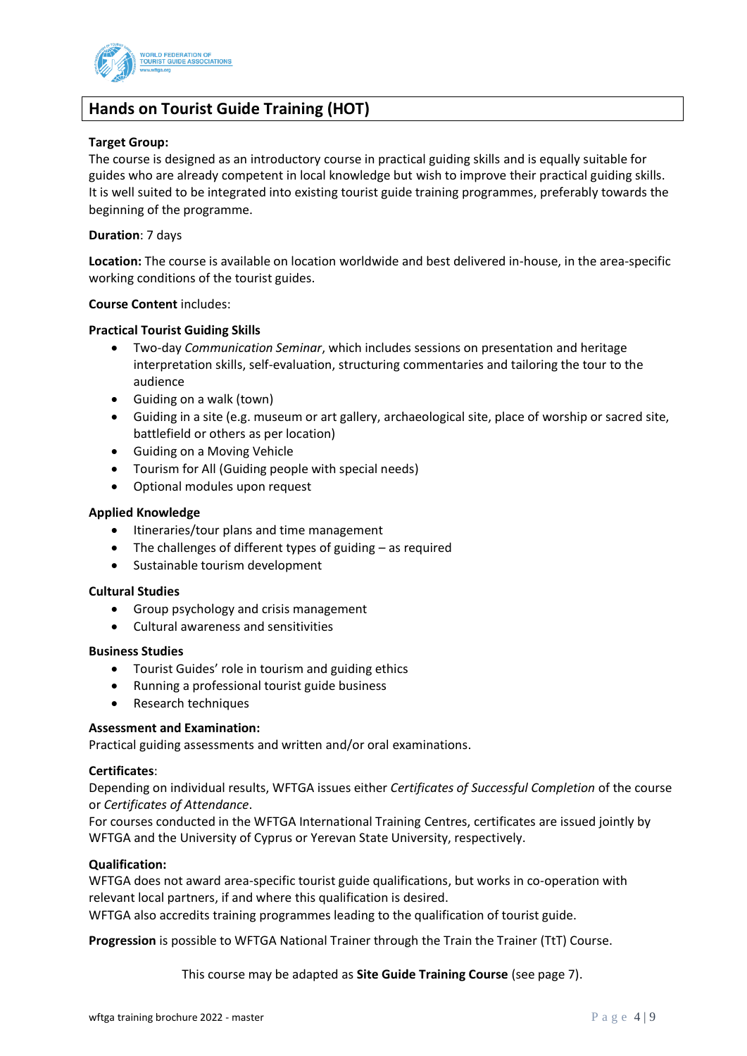## Hands on Tourist Guide Training (HOT)

**Target Group:**
The course is designed as an introductory course in practical guiding skills and is equally suitable for guides who are already competent in local knowledge but wish to improve their practical guiding skills. It is well suited to be integrated into existing tourist guide training programmes, preferably towards the beginning of the programme.

**Duration**: 7 days

**Location:** The course is available on location worldwide and best delivered in-house, in the area-specific working conditions of the tourist guides.

**Course Content** includes:

**Practical Tourist Guiding Skills**

- Two-day *Communication Seminar*, which includes sessions on presentation and heritage interpretation skills, self-evaluation, structuring commentaries and tailoring the tour to the audience
- Guiding on a walk (town)
- Guiding in a site (e.g. museum or art gallery, archaeological site, place of worship or sacred site, battlefield or others as per location)
- Guiding on a Moving Vehicle
- Tourism for All (Guiding people with special needs)
- Optional modules upon request

**Applied Knowledge**

- Itineraries/tour plans and time management
- The challenges of different types of guiding – as required
- Sustainable tourism development

**Cultural Studies**

- Group psychology and crisis management
- Cultural awareness and sensitivities

**Business Studies**

- Tourist Guides' role in tourism and guiding ethics
- Running a professional tourist guide business
- Research techniques

**Assessment and Examination:**
Practical guiding assessments and written and/or oral examinations.

**Certificates**:
Depending on individual results, WFTGA issues either *Certificates of Successful Completion* of the course or *Certificates of Attendance*.
For courses conducted in the WFTGA International Training Centres, certificates are issued jointly by WFTGA and the University of Cyprus or Yerevan State University, respectively.

**Qualification:**
WFTGA does not award area-specific tourist guide qualifications, but works in co-operation with relevant local partners, if and where this qualification is desired.
WFTGA also accredits training programmes leading to the qualification of tourist guide.

**Progression** is possible to WFTGA National Trainer through the Train the Trainer (TtT) Course.

This course may be adapted as **Site Guide Training Course** (see page 7).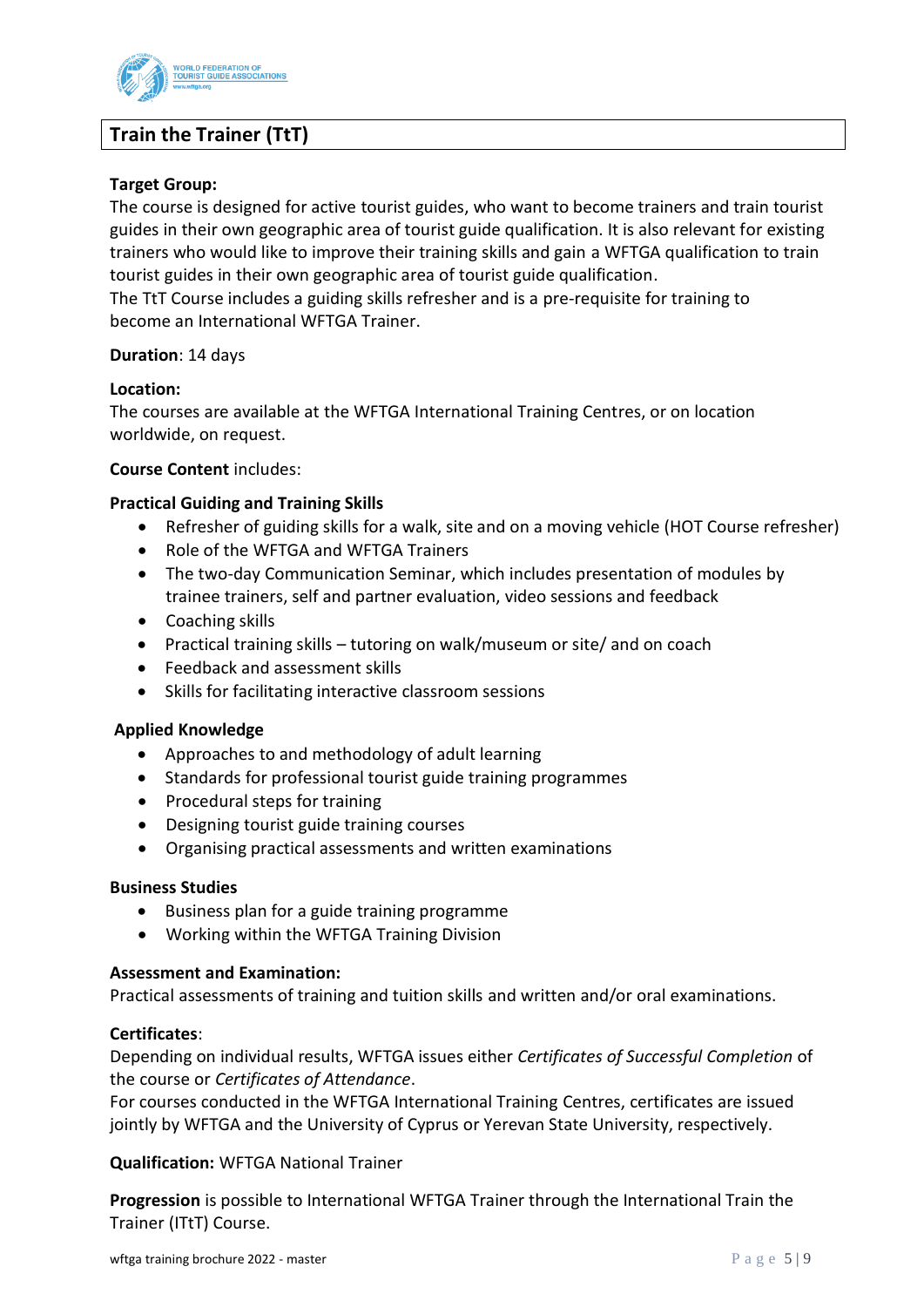## Train the Trainer (TtT)

**Target Group:**
The course is designed for active tourist guides, who want to become trainers and train tourist guides in their own geographic area of tourist guide qualification. It is also relevant for existing trainers who would like to improve their training skills and gain a WFTGA qualification to train tourist guides in their own geographic area of tourist guide qualification.
The TtT Course includes a guiding skills refresher and is a pre-requisite for training to become an International WFTGA Trainer.

**Duration**: 14 days

**Location:**
The courses are available at the WFTGA International Training Centres, or on location worldwide, on request.

**Course Content** includes:

**Practical Guiding and Training Skills**

- Refresher of guiding skills for a walk, site and on a moving vehicle (HOT Course refresher)
- Role of the WFTGA and WFTGA Trainers
- The two-day Communication Seminar, which includes presentation of modules by trainee trainers, self and partner evaluation, video sessions and feedback
- Coaching skills
- Practical training skills – tutoring on walk/museum or site/ and on coach
- Feedback and assessment skills
- Skills for facilitating interactive classroom sessions

**Applied Knowledge**

- Approaches to and methodology of adult learning
- Standards for professional tourist guide training programmes
- Procedural steps for training
- Designing tourist guide training courses
- Organising practical assessments and written examinations

**Business Studies**

- Business plan for a guide training programme
- Working within the WFTGA Training Division

**Assessment and Examination:**
Practical assessments of training and tuition skills and written and/or oral examinations.

**Certificates**:
Depending on individual results, WFTGA issues either *Certificates of Successful Completion* of the course or *Certificates of Attendance*.
For courses conducted in the WFTGA International Training Centres, certificates are issued jointly by WFTGA and the University of Cyprus or Yerevan State University, respectively.

**Qualification:** WFTGA National Trainer

**Progression** is possible to International WFTGA Trainer through the International Train the Trainer (ITtT) Course.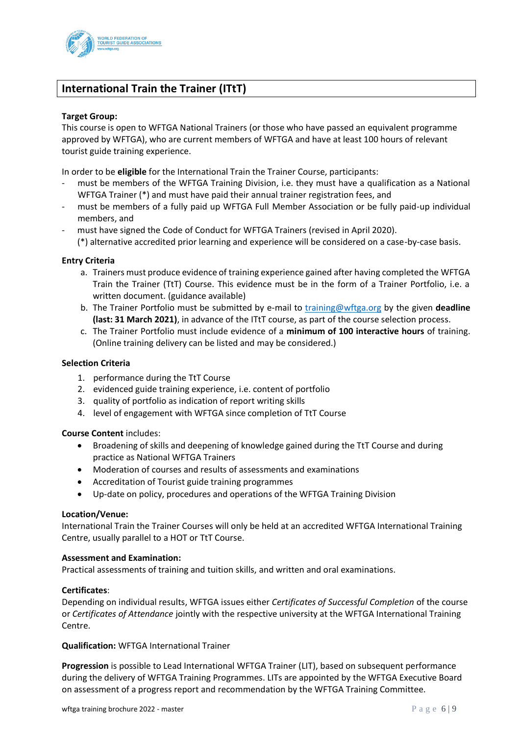## International Train the Trainer (ITtT)

**Target Group:**
This course is open to WFTGA National Trainers (or those who have passed an equivalent programme approved by WFTGA), who are current members of WFTGA and have at least 100 hours of relevant tourist guide training experience.

In order to be **eligible** for the International Train the Trainer Course, participants:

- must be members of the WFTGA Training Division, i.e. they must have a qualification as a National WFTGA Trainer (*) and must have paid their annual trainer registration fees, and
- must be members of a fully paid up WFTGA Full Member Association or be fully paid-up individual members, and
- must have signed the Code of Conduct for WFTGA Trainers (revised in April 2020).
  (*) alternative accredited prior learning and experience will be considered on a case-by-case basis.

**Entry Criteria**

a. Trainers must produce evidence of training experience gained after having completed the WFTGA Train the Trainer (TtT) Course. This evidence must be in the form of a Trainer Portfolio, i.e. a written document. (guidance available)
b. The Trainer Portfolio must be submitted by e-mail to training@wftga.org by the given **deadline (last: 31 March 2021)**, in advance of the ITtT course, as part of the course selection process.
c. The Trainer Portfolio must include evidence of a **minimum of 100 interactive hours** of training. (Online training delivery can be listed and may be considered.)

**Selection Criteria**

1. performance during the TtT Course
2. evidenced guide training experience, i.e. content of portfolio
3. quality of portfolio as indication of report writing skills
4. level of engagement with WFTGA since completion of TtT Course

**Course Content** includes:

- Broadening of skills and deepening of knowledge gained during the TtT Course and during practice as National WFTGA Trainers
- Moderation of courses and results of assessments and examinations
- Accreditation of Tourist guide training programmes
- Up-date on policy, procedures and operations of the WFTGA Training Division

**Location/Venue:**
International Train the Trainer Courses will only be held at an accredited WFTGA International Training Centre, usually parallel to a HOT or TtT Course.

**Assessment and Examination:**
Practical assessments of training and tuition skills, and written and oral examinations.

**Certificates**:
Depending on individual results, WFTGA issues either *Certificates of Successful Completion* of the course or *Certificates of Attendance* jointly with the respective university at the WFTGA International Training Centre.

**Qualification:** WFTGA International Trainer

**Progression** is possible to Lead International WFTGA Trainer (LIT), based on subsequent performance during the delivery of WFTGA Training Programmes. LITs are appointed by the WFTGA Executive Board on assessment of a progress report and recommendation by the WFTGA Training Committee.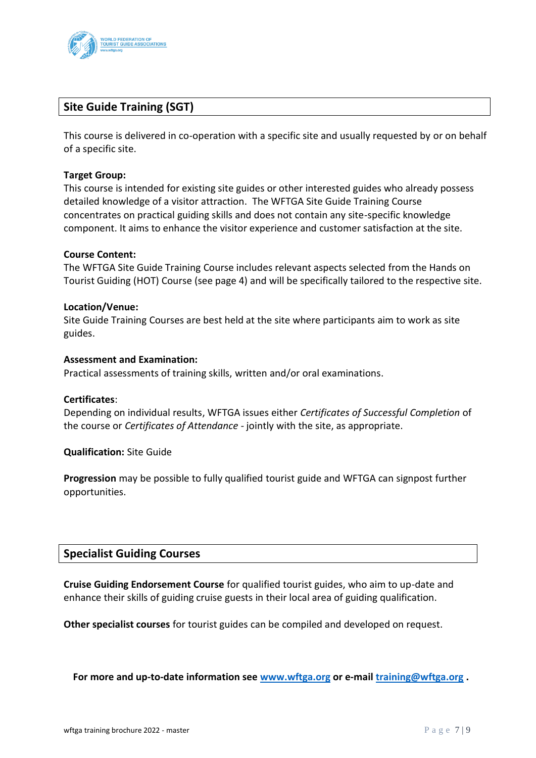## Site Guide Training (SGT)

This course is delivered in co-operation with a specific site and usually requested by or on behalf of a specific site.

**Target Group:**
This course is intended for existing site guides or other interested guides who already possess detailed knowledge of a visitor attraction. The WFTGA Site Guide Training Course concentrates on practical guiding skills and does not contain any site-specific knowledge component. It aims to enhance the visitor experience and customer satisfaction at the site.

**Course Content:**
The WFTGA Site Guide Training Course includes relevant aspects selected from the Hands on Tourist Guiding (HOT) Course (see page 4) and will be specifically tailored to the respective site.

**Location/Venue:**
Site Guide Training Courses are best held at the site where participants aim to work as site guides.

**Assessment and Examination:**
Practical assessments of training skills, written and/or oral examinations.

**Certificates**:
Depending on individual results, WFTGA issues either *Certificates of Successful Completion* of the course or *Certificates of Attendance* - jointly with the site, as appropriate.

**Qualification:** Site Guide

**Progression** may be possible to fully qualified tourist guide and WFTGA can signpost further opportunities.

## Specialist Guiding Courses

**Cruise Guiding Endorsement Course** for qualified tourist guides, who aim to up-date and enhance their skills of guiding cruise guests in their local area of guiding qualification.

**Other specialist courses** for tourist guides can be compiled and developed on request.

**For more and up-to-date information see [www.wftga.org](http://www.wftga.org) or e-mail [training@wftga.org](mailto:training@wftga.org) .**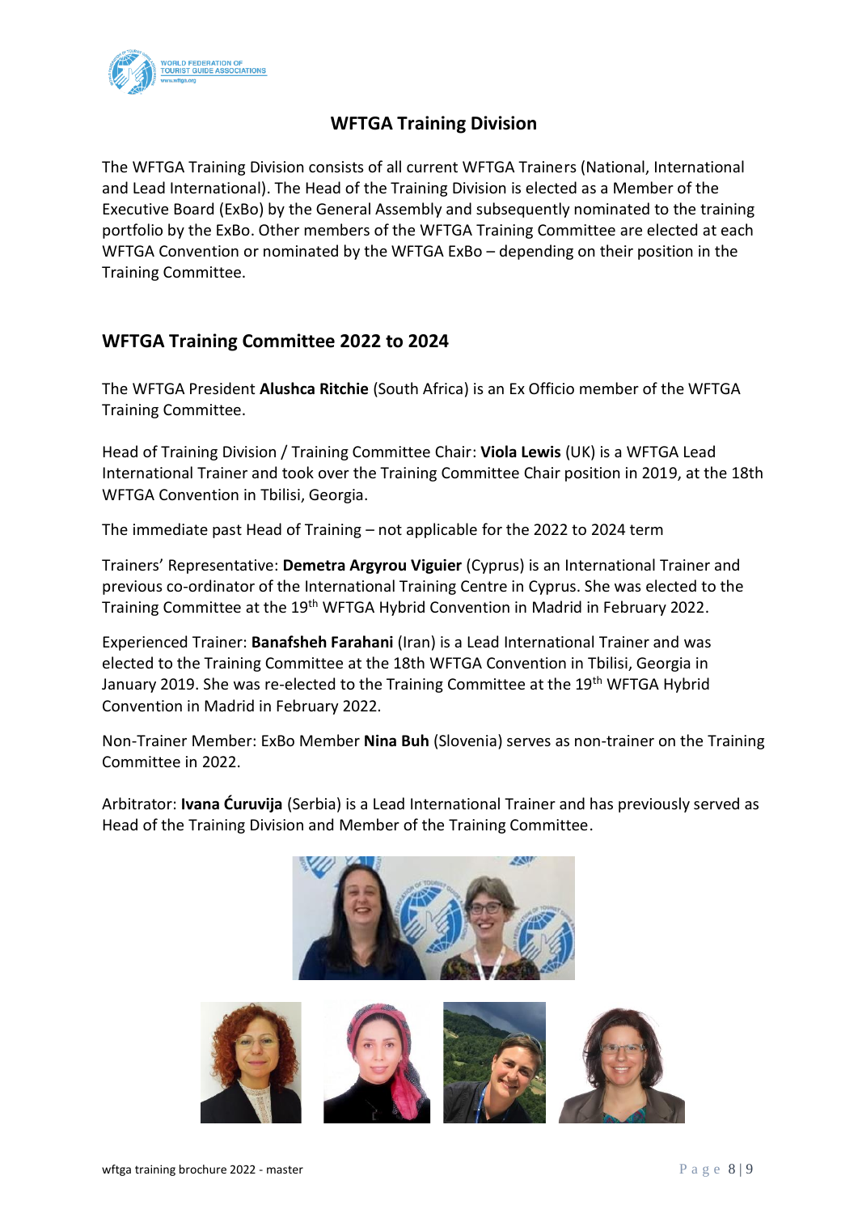## WFTGA Training Division

The WFTGA Training Division consists of all current WFTGA Trainers (National, International and Lead International). The Head of the Training Division is elected as a Member of the Executive Board (ExBo) by the General Assembly and subsequently nominated to the training portfolio by the ExBo. Other members of the WFTGA Training Committee are elected at each WFTGA Convention or nominated by the WFTGA ExBo – depending on their position in the Training Committee.

## WFTGA Training Committee 2022 to 2024

The WFTGA President **Alushca Ritchie** (South Africa) is an Ex Officio member of the WFTGA Training Committee.

Head of Training Division / Training Committee Chair: **Viola Lewis** (UK) is a WFTGA Lead International Trainer and took over the Training Committee Chair position in 2019, at the 18th WFTGA Convention in Tbilisi, Georgia.

The immediate past Head of Training – not applicable for the 2022 to 2024 term

Trainers' Representative: **Demetra Argyrou Viguier** (Cyprus) is an International Trainer and previous co-ordinator of the International Training Centre in Cyprus. She was elected to the Training Committee at the 19th WFTGA Hybrid Convention in Madrid in February 2022.

Experienced Trainer: **Banafsheh Farahani** (Iran) is a Lead International Trainer and was elected to the Training Committee at the 18th WFTGA Convention in Tbilisi, Georgia in January 2019. She was re-elected to the Training Committee at the 19th WFTGA Hybrid Convention in Madrid in February 2022.

Non-Trainer Member: ExBo Member **Nina Buh** (Slovenia) serves as non-trainer on the Training Committee in 2022.

Arbitrator: **Ivana Ćuruvija** (Serbia) is a Lead International Trainer and has previously served as Head of the Training Division and Member of the Training Committee.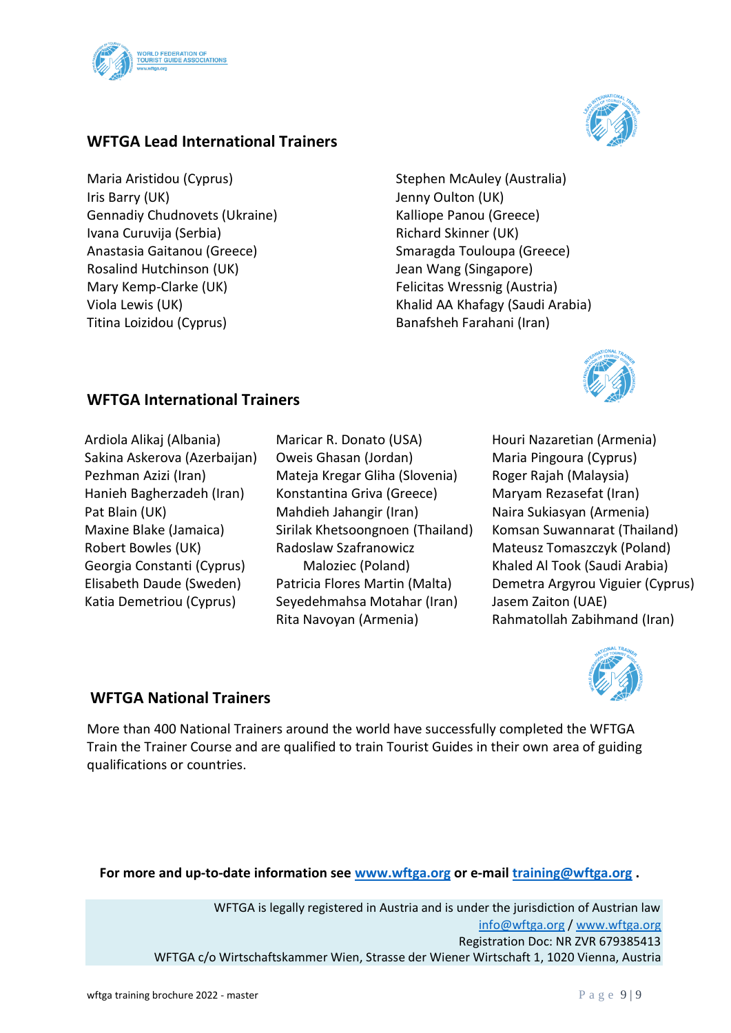## WFTGA Lead International Trainers

Maria Aristidou (Cyprus)
Iris Barry (UK)
Gennadiy Chudnovets (Ukraine)
Ivana Curuvija (Serbia)
Anastasia Gaitanou (Greece)
Rosalind Hutchinson (UK)
Mary Kemp-Clarke (UK)
Viola Lewis (UK)
Titina Loizidou (Cyprus)
Stephen McAuley (Australia)
Jenny Oulton (UK)
Kalliope Panou (Greece)
Richard Skinner (UK)
Smaragda Touloupa (Greece)
Jean Wang (Singapore)
Felicitas Wressnig (Austria)
Khalid AA Khafagy (Saudi Arabia)
Banafsheh Farahani (Iran)

## WFTGA International Trainers

Ardiola Alikaj (Albania)
Sakina Askerova (Azerbaijan)
Pezhman Azizi (Iran)
Hanieh Bagherzadeh (Iran)
Pat Blain (UK)
Maxine Blake (Jamaica)
Robert Bowles (UK)
Georgia Constanti (Cyprus)
Elisabeth Daude (Sweden)
Katia Demetriou (Cyprus)
Maricar R. Donato (USA)
Oweis Ghasan (Jordan)
Mateja Kregar Gliha (Slovenia)
Konstantina Griva (Greece)
Mahdieh Jahangir (Iran)
Sirilak Khetsoongnoen (Thailand)
Radoslaw Szafranowicz Maloziec (Poland)
Patricia Flores Martin (Malta)
Seyedehmahsa Motahar (Iran)
Rita Navoyan (Armenia)
Houri Nazaretian (Armenia)
Maria Pingoura (Cyprus)
Roger Rajah (Malaysia)
Maryam Rezasefat (Iran)
Naira Sukiasyan (Armenia)
Komsan Suwannarat (Thailand)
Mateusz Tomaszczyk (Poland)
Khaled Al Took (Saudi Arabia)
Demetra Argyrou Viguier (Cyprus)
Jasem Zaiton (UAE)
Rahmatollah Zabihmand (Iran)

## WFTGA National Trainers

More than 400 National Trainers around the world have successfully completed the WFTGA Train the Trainer Course and are qualified to train Tourist Guides in their own area of guiding qualifications or countries.

**For more and up-to-date information see www.wftga.org or e-mail training@wftga.org .**

WFTGA is legally registered in Austria and is under the jurisdiction of Austrian law
info@wftga.org / www.wftga.org
Registration Doc: NR ZVR 679385413
WFTGA c/o Wirtschaftskammer Wien, Strasse der Wiener Wirtschaft 1, 1020 Vienna, Austria